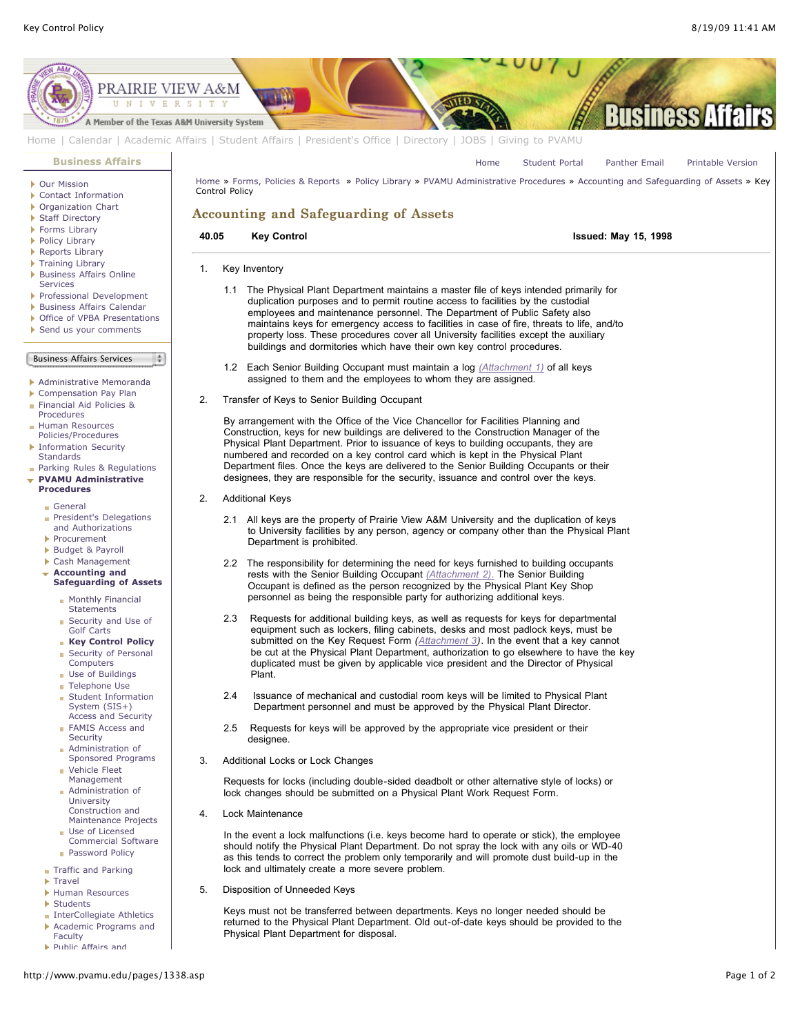# Accounting and Safeguarding of Assets

**40.05 Key Control** **Issued: May 15, 1998**

1. Key Inventory

   1.1 The Physical Plant Department maintains a master file of keys intended primarily for duplication purposes and to permit routine access to facilities by the custodial employees and maintenance personnel. The Department of Public Safety also maintains keys for emergency access to facilities in case of fire, threats to life, and/to property loss. These procedures cover all University facilities except the auxiliary buildings and dormitories which have their own key control procedures.

   1.2 Each Senior Building Occupant must maintain a log *(Attachment 1)* of all keys assigned to them and the employees to whom they are assigned.

2. Transfer of Keys to Senior Building Occupant

   By arrangement with the Office of the Vice Chancellor for Facilities Planning and Construction, keys for new buildings are delivered to the Construction Manager of the Physical Plant Department. Prior to issuance of keys to building occupants, they are numbered and recorded on a key control card which is kept in the Physical Plant Department files. Once the keys are delivered to the Senior Building Occupants or their designees, they are responsible for the security, issuance and control over the keys.

2. Additional Keys

   2.1 All keys are the property of Prairie View A&M University and the duplication of keys to University facilities by any person, agency or company other than the Physical Plant Department is prohibited.

   2.2 The responsibility for determining the need for keys furnished to building occupants rests with the Senior Building Occupant *(Attachment 2)*. The Senior Building Occupant is defined as the person recognized by the Physical Plant Key Shop personnel as being the responsible party for authorizing additional keys.

   2.3 Requests for additional building keys, as well as requests for keys for departmental equipment such as lockers, filing cabinets, desks and most padlock keys, must be submitted on the Key Request Form *(Attachment 3)*. In the event that a key cannot be cut at the Physical Plant Department, authorization to go elsewhere to have the key duplicated must be given by applicable vice president and the Director of Physical Plant.

   2.4 Issuance of mechanical and custodial room keys will be limited to Physical Plant Department personnel and must be approved by the Physical Plant Director.

   2.5 Requests for keys will be approved by the appropriate vice president or their designee.

3. Additional Locks or Lock Changes

   Requests for locks (including double-sided deadbolt or other alternative style of locks) or lock changes should be submitted on a Physical Plant Work Request Form.

4. Lock Maintenance

   In the event a lock malfunctions (i.e. keys become hard to operate or stick), the employee should notify the Physical Plant Department. Do not spray the lock with any oils or WD-40 as this tends to correct the problem only temporarily and will promote dust build-up in the lock and ultimately create a more severe problem.

5. Disposition of Unneeded Keys

   Keys must not be transferred between departments. Keys no longer needed should be returned to the Physical Plant Department. Old out-of-date keys should be provided to the Physical Plant Department for disposal.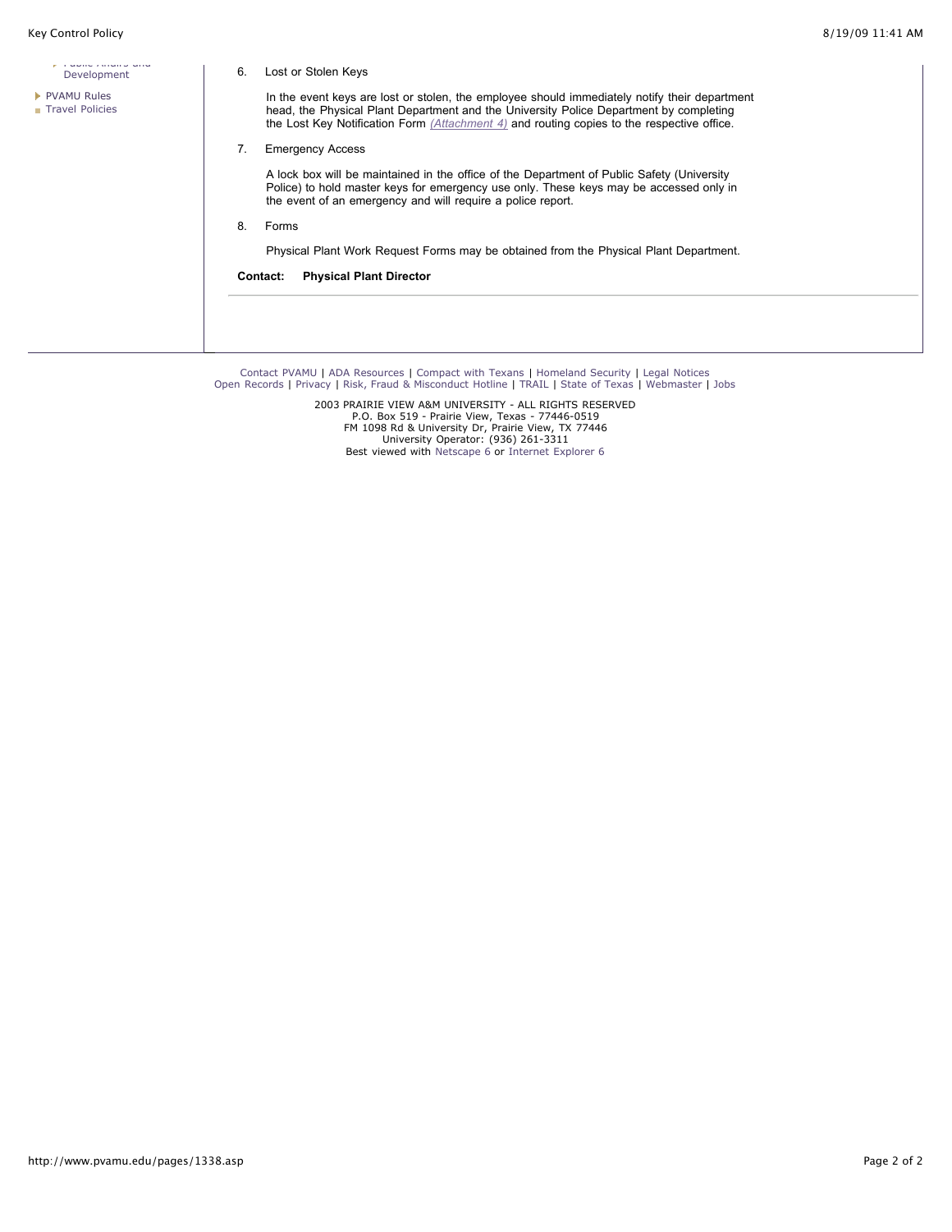6. Lost or Stolen Keys

   In the event keys are lost or stolen, the employee should immediately notify their department head, the Physical Plant Department and the University Police Department by completing the Lost Key Notification Form *(Attachment 4)* and routing copies to the respective office.

7. Emergency Access

   A lock box will be maintained in the office of the Department of Public Safety (University Police) to hold master keys for emergency use only. These keys may be accessed only in the event of an emergency and will require a police report.

8. Forms

   Physical Plant Work Request Forms may be obtained from the Physical Plant Department.

**Contact: Physical Plant Director**